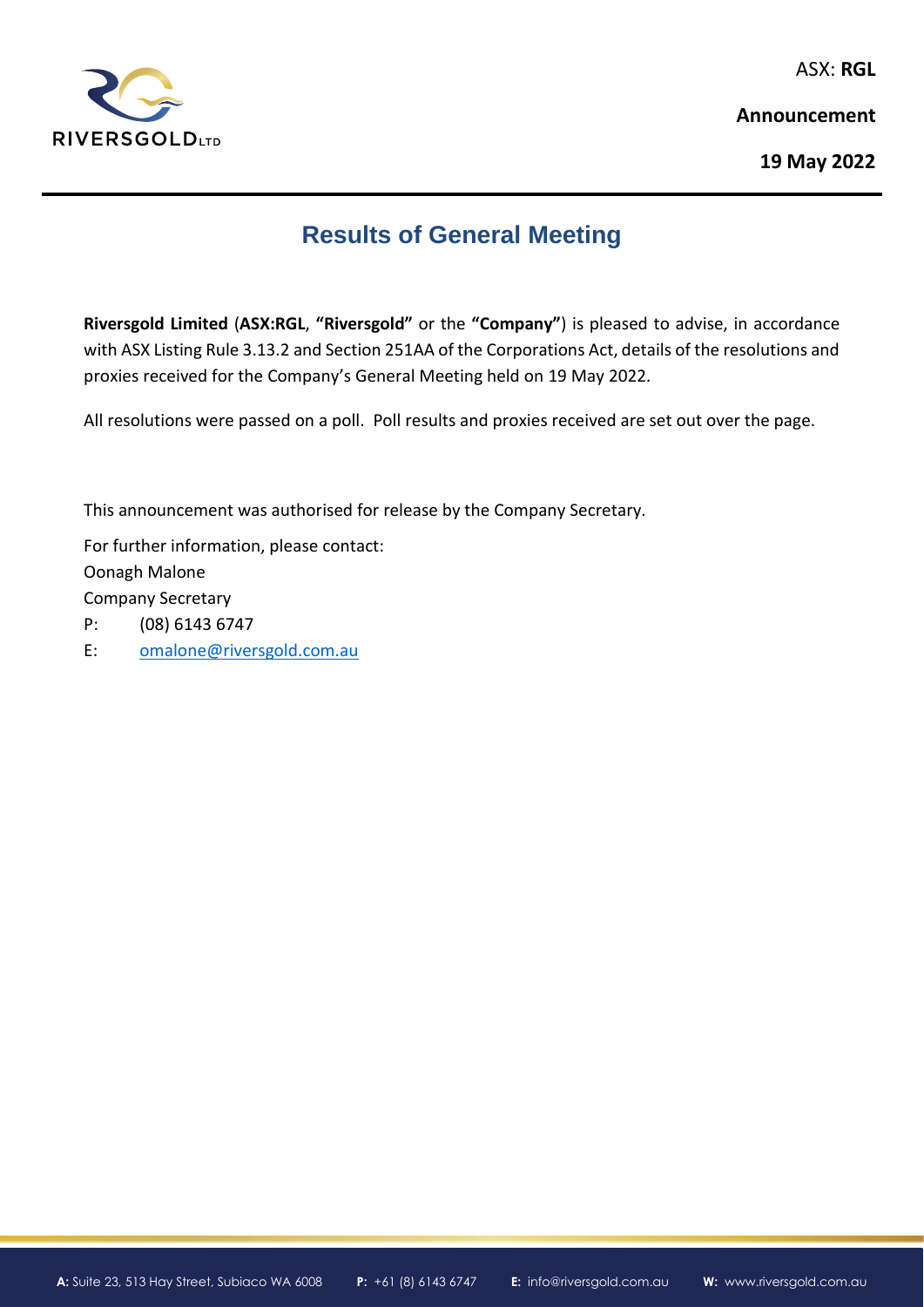ASX: **RGL**

**Announcement**

**19 May 2022**

# Results of General Meeting

**Riversgold Limited** (**ASX:RGL**, **"Riversgold"** or the **"Company"**) is pleased to advise, in accordance with ASX Listing Rule 3.13.2 and Section 251AA of the Corporations Act, details of the resolutions and proxies received for the Company's General Meeting held on 19 May 2022.

All resolutions were passed on a poll. Poll results and proxies received are set out over the page.

This announcement was authorised for release by the Company Secretary.

For further information, please contact:
Oonagh Malone
Company Secretary
P: (08) 6143 6747
E: omalone@riversgold.com.au

**A:** Suite 23, 513 Hay Street, Subiaco WA 6008 **P:** +61 (8) 6143 6747 **E:** info@riversgold.com.au **W:** www.riversgold.com.au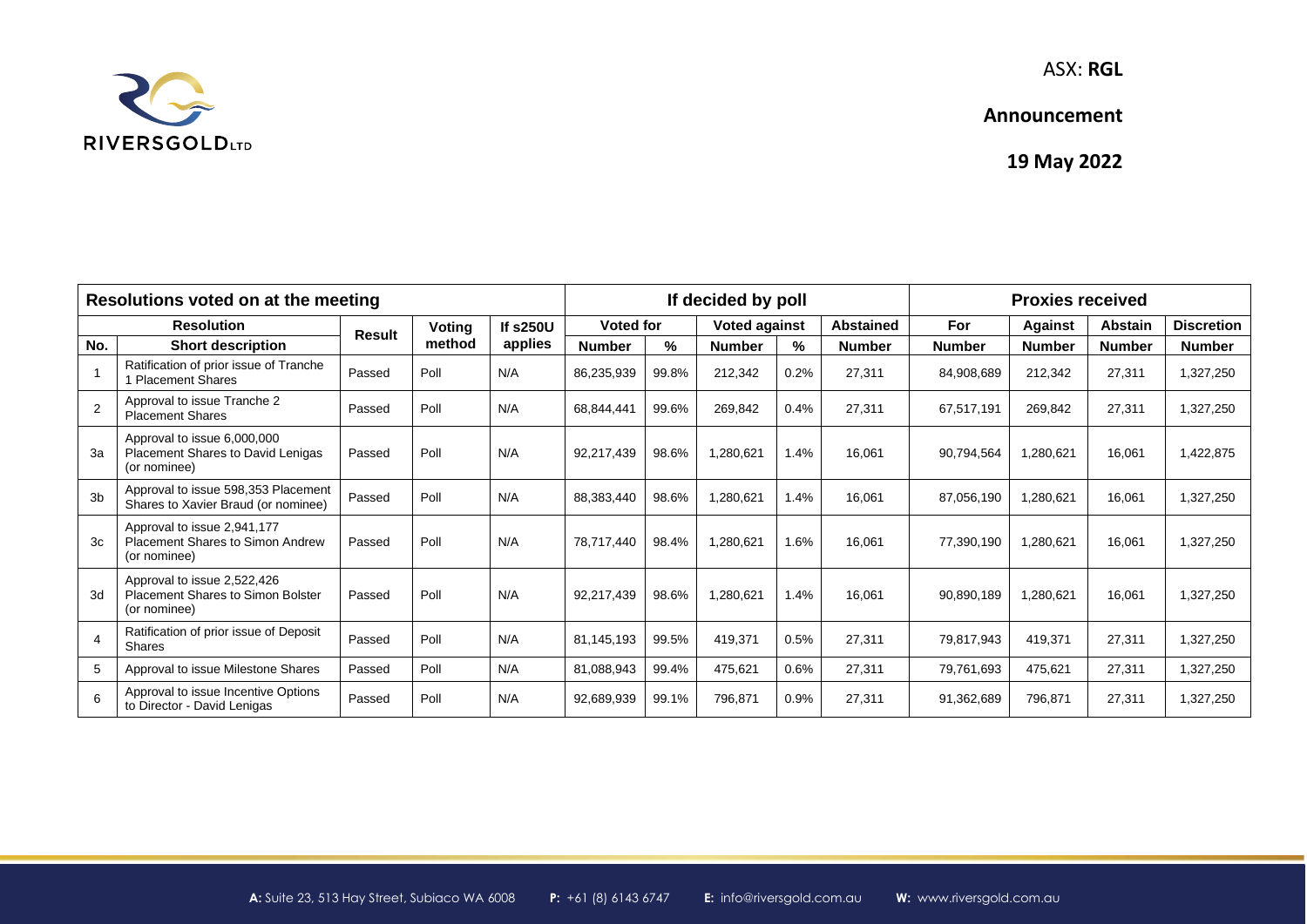ASX: **RGL**

**Announcement**

**19 May 2022**

| Resolutions voted on at the meeting | | | | | If decided by poll | | | | | Proxies received | | | |
|---|---|---|---|---|---|---|---|---|---|---|---|---|---|
| Resolution | | Result | Voting method | If s250U applies | Voted for | | Voted against | | Abstained | For | Against | Abstain | Discretion |
| No. | Short description | | | | Number | % | Number | % | Number | Number | Number | Number | Number |
| 1 | Ratification of prior issue of Tranche 1 Placement Shares | Passed | Poll | N/A | 86,235,939 | 99.8% | 212,342 | 0.2% | 27,311 | 84,908,689 | 212,342 | 27,311 | 1,327,250 |
| 2 | Approval to issue Tranche 2 Placement Shares | Passed | Poll | N/A | 68,844,441 | 99.6% | 269,842 | 0.4% | 27,311 | 67,517,191 | 269,842 | 27,311 | 1,327,250 |
| 3a | Approval to issue 6,000,000 Placement Shares to David Lenigas (or nominee) | Passed | Poll | N/A | 92,217,439 | 98.6% | 1,280,621 | 1.4% | 16,061 | 90,794,564 | 1,280,621 | 16,061 | 1,422,875 |
| 3b | Approval to issue 598,353 Placement Shares to Xavier Braud (or nominee) | Passed | Poll | N/A | 88,383,440 | 98.6% | 1,280,621 | 1.4% | 16,061 | 87,056,190 | 1,280,621 | 16,061 | 1,327,250 |
| 3c | Approval to issue 2,941,177 Placement Shares to Simon Andrew (or nominee) | Passed | Poll | N/A | 78,717,440 | 98.4% | 1,280,621 | 1.6% | 16,061 | 77,390,190 | 1,280,621 | 16,061 | 1,327,250 |
| 3d | Approval to issue 2,522,426 Placement Shares to Simon Bolster (or nominee) | Passed | Poll | N/A | 92,217,439 | 98.6% | 1,280,621 | 1.4% | 16,061 | 90,890,189 | 1,280,621 | 16,061 | 1,327,250 |
| 4 | Ratification of prior issue of Deposit Shares | Passed | Poll | N/A | 81,145,193 | 99.5% | 419,371 | 0.5% | 27,311 | 79,817,943 | 419,371 | 27,311 | 1,327,250 |
| 5 | Approval to issue Milestone Shares | Passed | Poll | N/A | 81,088,943 | 99.4% | 475,621 | 0.6% | 27,311 | 79,761,693 | 475,621 | 27,311 | 1,327,250 |
| 6 | Approval to issue Incentive Options to Director - David Lenigas | Passed | Poll | N/A | 92,689,939 | 99.1% | 796,871 | 0.9% | 27,311 | 91,362,689 | 796,871 | 27,311 | 1,327,250 |

**A:** Suite 23, 513 Hay Street, Subiaco WA 6008 **P:** +61 (8) 6143 6747 **E:** info@riversgold.com.au **W:** www.riversgold.com.au